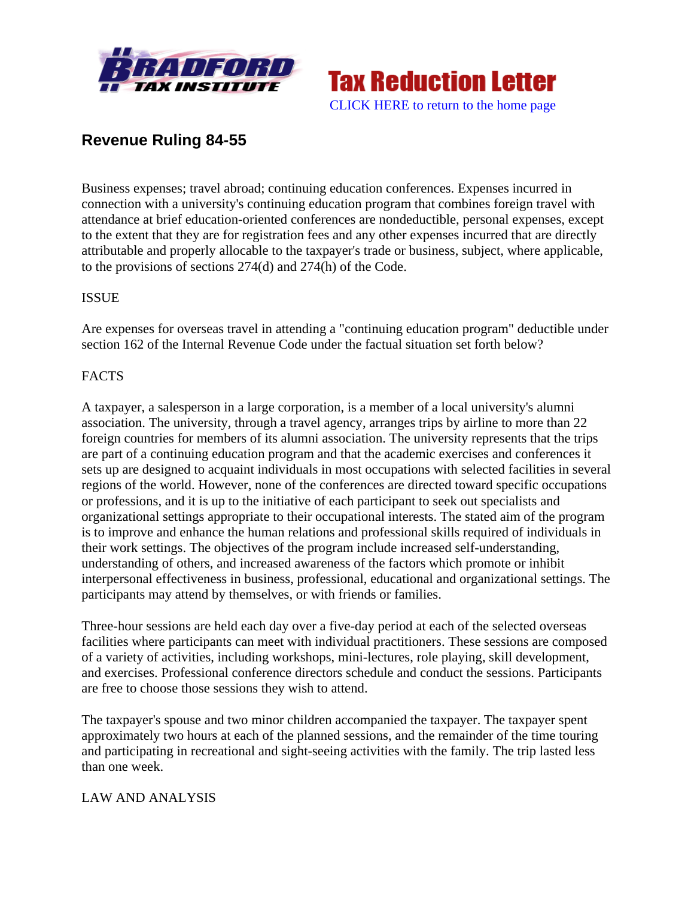# Tax Reduction Letter

CLICK HERE to return to the home page

## Revenue Ruling 84-55

Business expenses; travel abroad; continuing education conferences. Expenses incurred in connection with a university's continuing education program that combines foreign travel with attendance at brief education-oriented conferences are nondeductible, personal expenses, except to the extent that they are for registration fees and any other expenses incurred that are directly attributable and properly allocable to the taxpayer's trade or business, subject, where applicable, to the provisions of sections 274(d) and 274(h) of the Code.

ISSUE

Are expenses for overseas travel in attending a "continuing education program" deductible under section 162 of the Internal Revenue Code under the factual situation set forth below?

FACTS

A taxpayer, a salesperson in a large corporation, is a member of a local university's alumni association. The university, through a travel agency, arranges trips by airline to more than 22 foreign countries for members of its alumni association. The university represents that the trips are part of a continuing education program and that the academic exercises and conferences it sets up are designed to acquaint individuals in most occupations with selected facilities in several regions of the world. However, none of the conferences are directed toward specific occupations or professions, and it is up to the initiative of each participant to seek out specialists and organizational settings appropriate to their occupational interests. The stated aim of the program is to improve and enhance the human relations and professional skills required of individuals in their work settings. The objectives of the program include increased self-understanding, understanding of others, and increased awareness of the factors which promote or inhibit interpersonal effectiveness in business, professional, educational and organizational settings. The participants may attend by themselves, or with friends or families.

Three-hour sessions are held each day over a five-day period at each of the selected overseas facilities where participants can meet with individual practitioners. These sessions are composed of a variety of activities, including workshops, mini-lectures, role playing, skill development, and exercises. Professional conference directors schedule and conduct the sessions. Participants are free to choose those sessions they wish to attend.

The taxpayer's spouse and two minor children accompanied the taxpayer. The taxpayer spent approximately two hours at each of the planned sessions, and the remainder of the time touring and participating in recreational and sight-seeing activities with the family. The trip lasted less than one week.

LAW AND ANALYSIS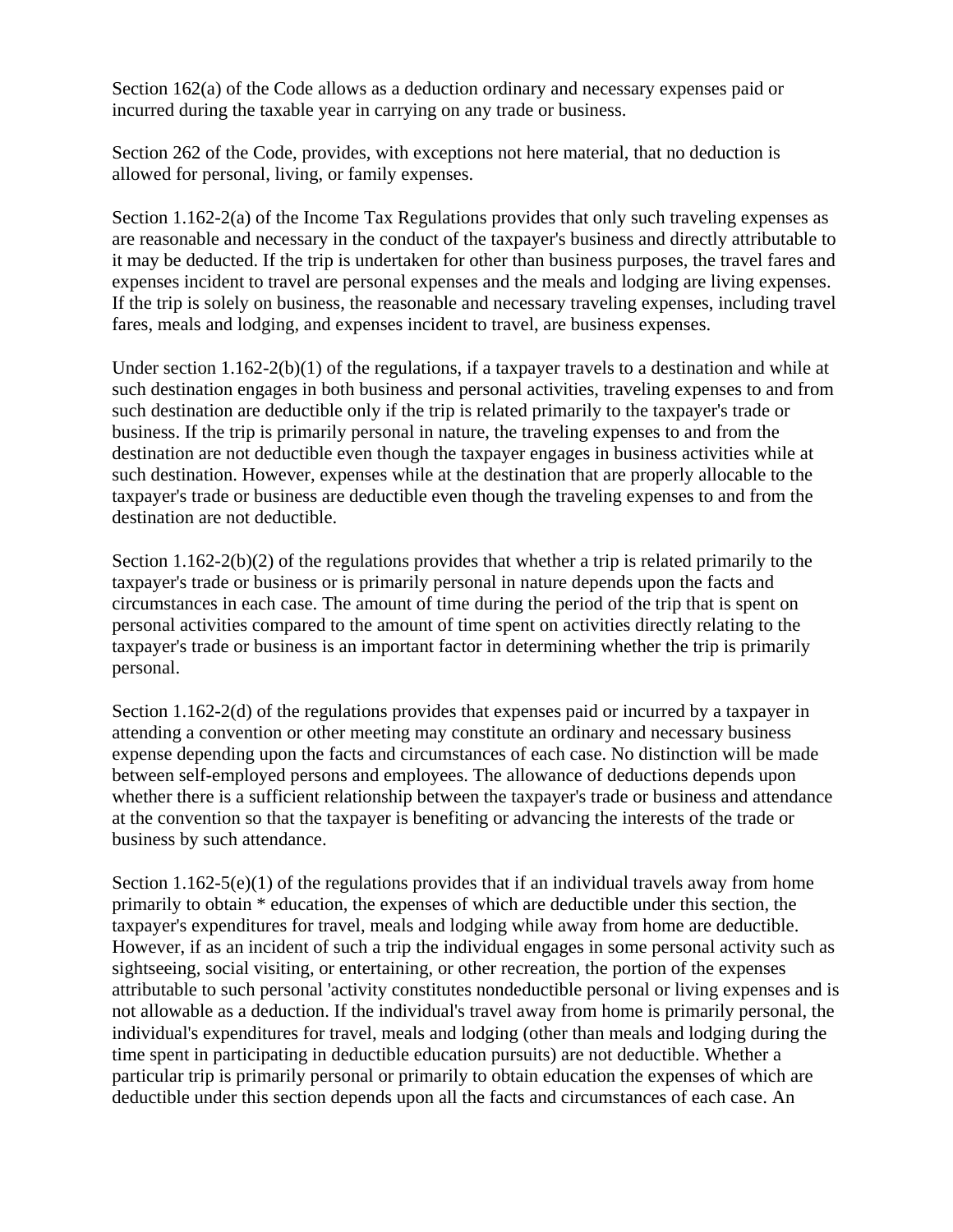Section 162(a) of the Code allows as a deduction ordinary and necessary expenses paid or incurred during the taxable year in carrying on any trade or business.

Section 262 of the Code, provides, with exceptions not here material, that no deduction is allowed for personal, living, or family expenses.

Section 1.162-2(a) of the Income Tax Regulations provides that only such traveling expenses as are reasonable and necessary in the conduct of the taxpayer's business and directly attributable to it may be deducted. If the trip is undertaken for other than business purposes, the travel fares and expenses incident to travel are personal expenses and the meals and lodging are living expenses. If the trip is solely on business, the reasonable and necessary traveling expenses, including travel fares, meals and lodging, and expenses incident to travel, are business expenses.

Under section 1.162-2(b)(1) of the regulations, if a taxpayer travels to a destination and while at such destination engages in both business and personal activities, traveling expenses to and from such destination are deductible only if the trip is related primarily to the taxpayer's trade or business. If the trip is primarily personal in nature, the traveling expenses to and from the destination are not deductible even though the taxpayer engages in business activities while at such destination. However, expenses while at the destination that are properly allocable to the taxpayer's trade or business are deductible even though the traveling expenses to and from the destination are not deductible.

Section 1.162-2(b)(2) of the regulations provides that whether a trip is related primarily to the taxpayer's trade or business or is primarily personal in nature depends upon the facts and circumstances in each case. The amount of time during the period of the trip that is spent on personal activities compared to the amount of time spent on activities directly relating to the taxpayer's trade or business is an important factor in determining whether the trip is primarily personal.

Section 1.162-2(d) of the regulations provides that expenses paid or incurred by a taxpayer in attending a convention or other meeting may constitute an ordinary and necessary business expense depending upon the facts and circumstances of each case. No distinction will be made between self-employed persons and employees. The allowance of deductions depends upon whether there is a sufficient relationship between the taxpayer's trade or business and attendance at the convention so that the taxpayer is benefiting or advancing the interests of the trade or business by such attendance.

Section 1.162-5(e)(1) of the regulations provides that if an individual travels away from home primarily to obtain * education, the expenses of which are deductible under this section, the taxpayer's expenditures for travel, meals and lodging while away from home are deductible. However, if as an incident of such a trip the individual engages in some personal activity such as sightseeing, social visiting, or entertaining, or other recreation, the portion of the expenses attributable to such personal 'activity constitutes nondeductible personal or living expenses and is not allowable as a deduction. If the individual's travel away from home is primarily personal, the individual's expenditures for travel, meals and lodging (other than meals and lodging during the time spent in participating in deductible education pursuits) are not deductible. Whether a particular trip is primarily personal or primarily to obtain education the expenses of which are deductible under this section depends upon all the facts and circumstances of each case. An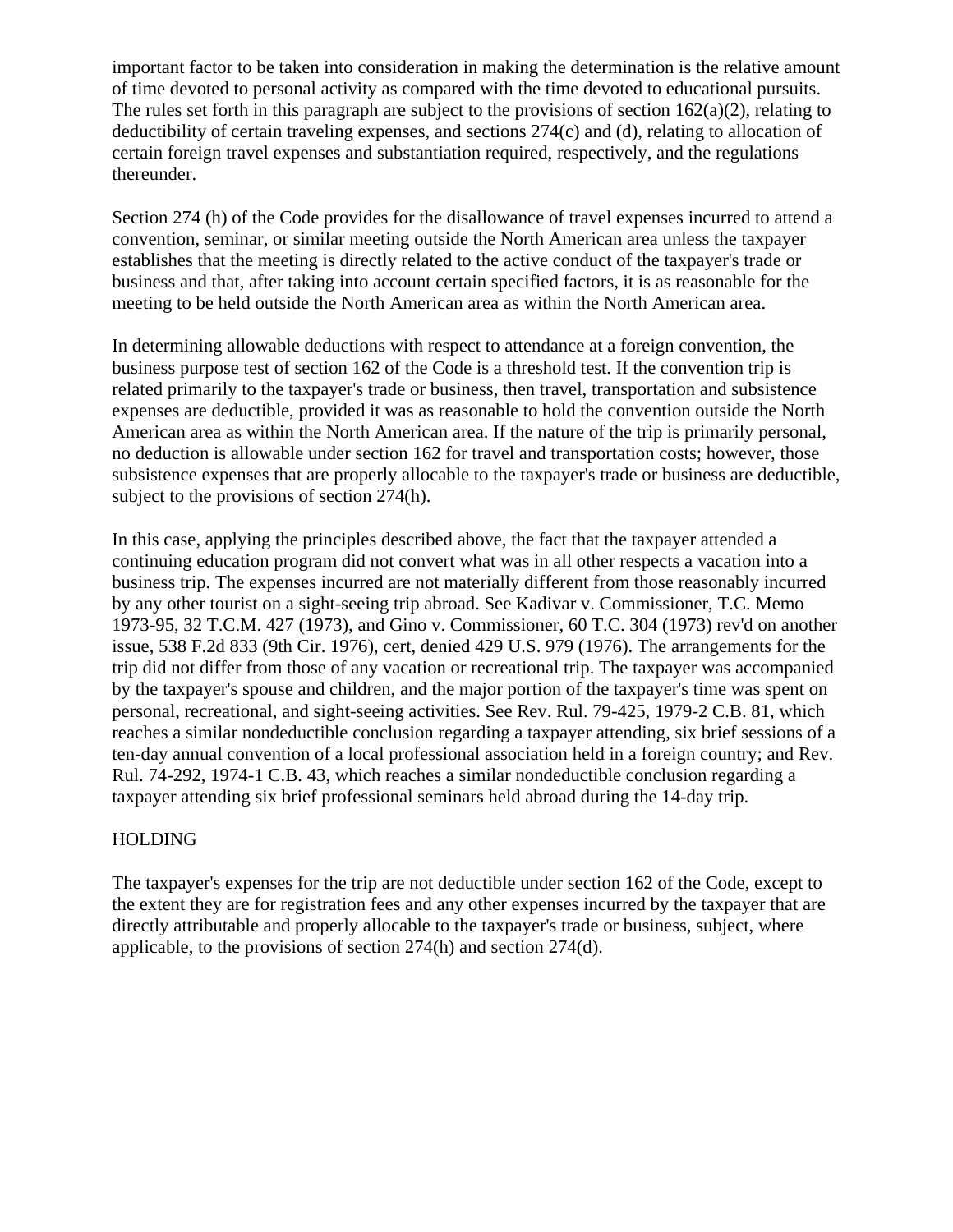important factor to be taken into consideration in making the determination is the relative amount of time devoted to personal activity as compared with the time devoted to educational pursuits. The rules set forth in this paragraph are subject to the provisions of section 162(a)(2), relating to deductibility of certain traveling expenses, and sections 274(c) and (d), relating to allocation of certain foreign travel expenses and substantiation required, respectively, and the regulations thereunder.

Section 274 (h) of the Code provides for the disallowance of travel expenses incurred to attend a convention, seminar, or similar meeting outside the North American area unless the taxpayer establishes that the meeting is directly related to the active conduct of the taxpayer's trade or business and that, after taking into account certain specified factors, it is as reasonable for the meeting to be held outside the North American area as within the North American area.

In determining allowable deductions with respect to attendance at a foreign convention, the business purpose test of section 162 of the Code is a threshold test. If the convention trip is related primarily to the taxpayer's trade or business, then travel, transportation and subsistence expenses are deductible, provided it was as reasonable to hold the convention outside the North American area as within the North American area. If the nature of the trip is primarily personal, no deduction is allowable under section 162 for travel and transportation costs; however, those subsistence expenses that are properly allocable to the taxpayer's trade or business are deductible, subject to the provisions of section 274(h).

In this case, applying the principles described above, the fact that the taxpayer attended a continuing education program did not convert what was in all other respects a vacation into a business trip. The expenses incurred are not materially different from those reasonably incurred by any other tourist on a sight-seeing trip abroad. See Kadivar v. Commissioner, T.C. Memo 1973-95, 32 T.C.M. 427 (1973), and Gino v. Commissioner, 60 T.C. 304 (1973) rev'd on another issue, 538 F.2d 833 (9th Cir. 1976), cert, denied 429 U.S. 979 (1976). The arrangements for the trip did not differ from those of any vacation or recreational trip. The taxpayer was accompanied by the taxpayer's spouse and children, and the major portion of the taxpayer's time was spent on personal, recreational, and sight-seeing activities. See Rev. Rul. 79-425, 1979-2 C.B. 81, which reaches a similar nondeductible conclusion regarding a taxpayer attending, six brief sessions of a ten-day annual convention of a local professional association held in a foreign country; and Rev. Rul. 74-292, 1974-1 C.B. 43, which reaches a similar nondeductible conclusion regarding a taxpayer attending six brief professional seminars held abroad during the 14-day trip.

## HOLDING

The taxpayer's expenses for the trip are not deductible under section 162 of the Code, except to the extent they are for registration fees and any other expenses incurred by the taxpayer that are directly attributable and properly allocable to the taxpayer's trade or business, subject, where applicable, to the provisions of section 274(h) and section 274(d).